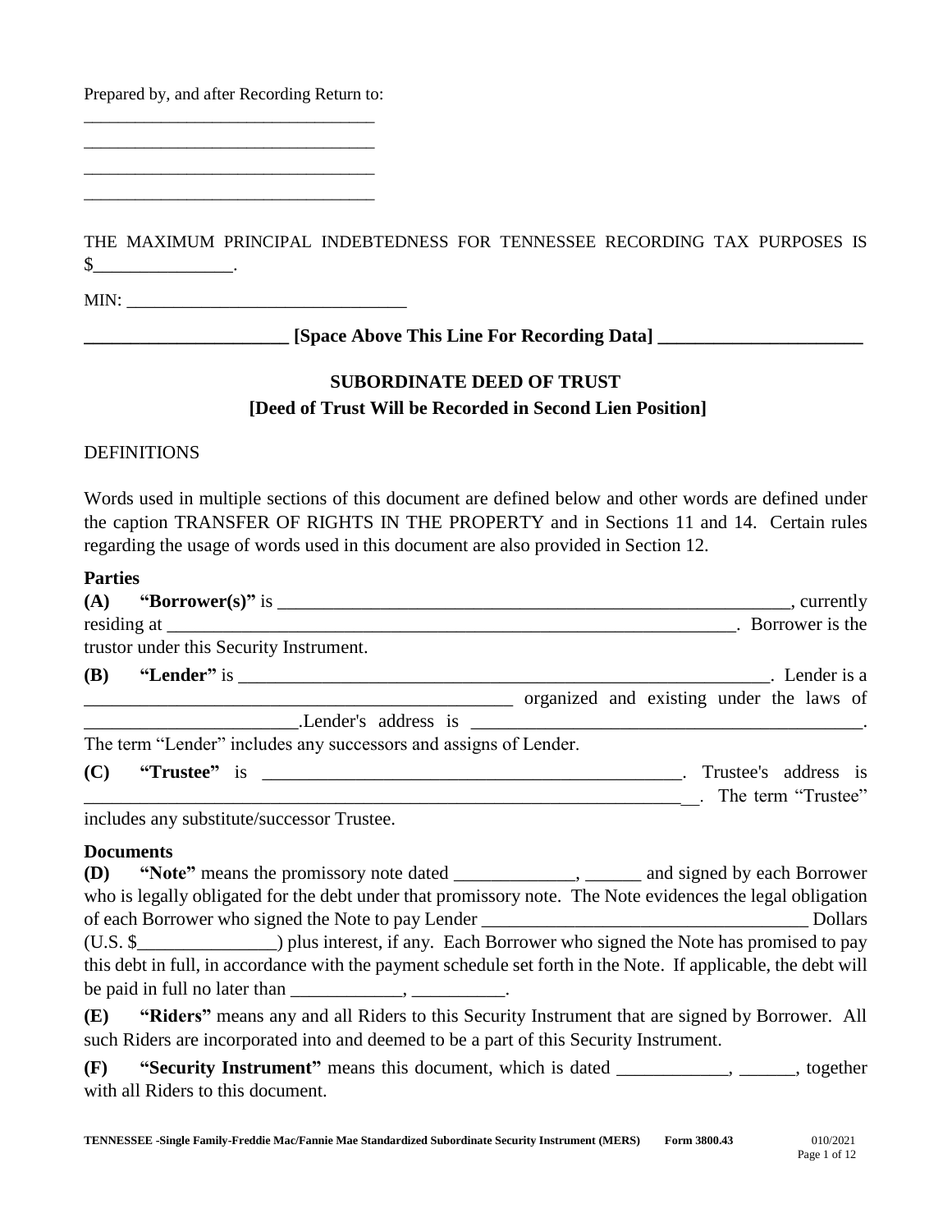Prepared by, and after Recording Return to:

\_\_\_\_\_\_\_\_\_\_\_\_\_\_\_\_\_\_\_\_\_\_\_\_\_\_\_\_\_\_\_\_\_\_

\_\_\_\_\_\_\_\_\_\_\_\_\_\_\_\_\_\_\_\_\_\_\_\_\_\_\_\_\_\_\_\_\_\_

\_\_\_\_\_\_\_\_\_\_\_\_\_\_\_\_\_\_\_\_\_\_\_\_\_\_\_\_\_\_\_\_\_\_

\_\_\_\_\_\_\_\_\_\_\_\_\_\_\_\_\_\_\_\_\_\_\_\_\_\_\_\_\_\_\_\_\_\_

THE MAXIMUM PRINCIPAL INDEBTEDNESS FOR TENNESSEE RECORDING TAX PURPOSES IS $\_\_\_\_\_\_\_\_\_\_\_\_\_\_\_\_.

MIN: \_\_\_\_\_\_\_\_\_\_\_\_\_\_\_\_\_\_\_\_\_\_\_\_\_\_\_\_\_\_\_\_

**\_\_\_\_\_\_\_\_\_\_\_\_\_\_\_\_\_\_\_\_\_\_ [Space Above This Line For Recording Data] \_\_\_\_\_\_\_\_\_\_\_\_\_\_\_\_\_\_\_\_\_\_**

# SUBORDINATE DEED OF TRUST

**[Deed of Trust Will be Recorded in Second Lien Position]**

DEFINITIONS

Words used in multiple sections of this document are defined below and other words are defined under the caption TRANSFER OF RIGHTS IN THE PROPERTY and in Sections 11 and 14. Certain rules regarding the usage of words used in this document are also provided in Section 12.

**Parties**

**(A) "Borrower(s)"** is \_\_\_\_\_\_\_\_\_\_\_\_\_\_\_\_\_\_\_\_\_\_\_\_\_\_\_\_\_\_\_\_\_\_\_\_\_\_\_\_\_\_\_\_\_\_\_\_\_\_\_\_\_\_\_\_\_\_\_\_, currently residing at \_\_\_\_\_\_\_\_\_\_\_\_\_\_\_\_\_\_\_\_\_\_\_\_\_\_\_\_\_\_\_\_\_\_\_\_\_\_\_\_\_\_\_\_\_\_\_\_\_\_\_\_\_\_\_\_\_\_\_\_\_\_\_\_\_\_. Borrower is the trustor under this Security Instrument.

**(B) "Lender"** is \_\_\_\_\_\_\_\_\_\_\_\_\_\_\_\_\_\_\_\_\_\_\_\_\_\_\_\_\_\_\_\_\_\_\_\_\_\_\_\_\_\_\_\_\_\_\_\_\_\_\_\_\_\_\_\_\_\_\_\_\_\_. Lender is a \_\_\_\_\_\_\_\_\_\_\_\_\_\_\_\_\_\_\_\_\_\_\_\_\_\_\_\_\_\_\_\_\_\_\_\_\_\_\_\_\_\_\_\_\_\_\_\_ organized and existing under the laws of \_\_\_\_\_\_\_\_\_\_\_\_\_\_\_\_\_\_\_\_\_\_\_\_\_.Lender's address is \_\_\_\_\_\_\_\_\_\_\_\_\_\_\_\_\_\_\_\_\_\_\_\_\_\_\_\_\_\_\_\_\_\_\_\_\_\_\_\_\_\_\_\_\_. The term "Lender" includes any successors and assigns of Lender.

**(C) "Trustee"** is \_\_\_\_\_\_\_\_\_\_\_\_\_\_\_\_\_\_\_\_\_\_\_\_\_\_\_\_\_\_\_\_\_\_\_\_\_\_\_\_\_\_\_\_\_\_\_\_. Trustee's address is \_\_\_\_\_\_\_\_\_\_\_\_\_\_\_\_\_\_\_\_\_\_\_\_\_\_\_\_\_\_\_\_\_\_\_\_\_\_\_\_\_\_\_\_\_\_\_\_\_\_\_\_\_\_\_\_\_\_\_\_\_\_\_\_\_\_\_\_\_\_\_\_. The term "Trustee" includes any substitute/successor Trustee.

**Documents**

**(D) "Note"** means the promissory note dated \_\_\_\_\_\_\_\_\_\_\_\_\_, \_\_\_\_\_\_ and signed by each Borrower who is legally obligated for the debt under that promissory note. The Note evidences the legal obligation of each Borrower who signed the Note to pay Lender \_\_\_\_\_\_\_\_\_\_\_\_\_\_\_\_\_\_\_\_\_\_\_\_\_\_\_\_\_\_\_\_\_\_\_\_ Dollars (U.S. $\_\_\_\_\_\_\_\_\_\_\_\_\_\_\_\_) plus interest, if any. Each Borrower who signed the Note has promised to pay this debt in full, in accordance with the payment schedule set forth in the Note. If applicable, the debt will be paid in full no later than \_\_\_\_\_\_\_\_\_\_\_\_, \_\_\_\_\_\_\_\_\_\_.

**(E) "Riders"** means any and all Riders to this Security Instrument that are signed by Borrower. All such Riders are incorporated into and deemed to be a part of this Security Instrument.

**(F) "Security Instrument"** means this document, which is dated \_\_\_\_\_\_\_\_\_\_\_\_, \_\_\_\_\_\_, together with all Riders to this document.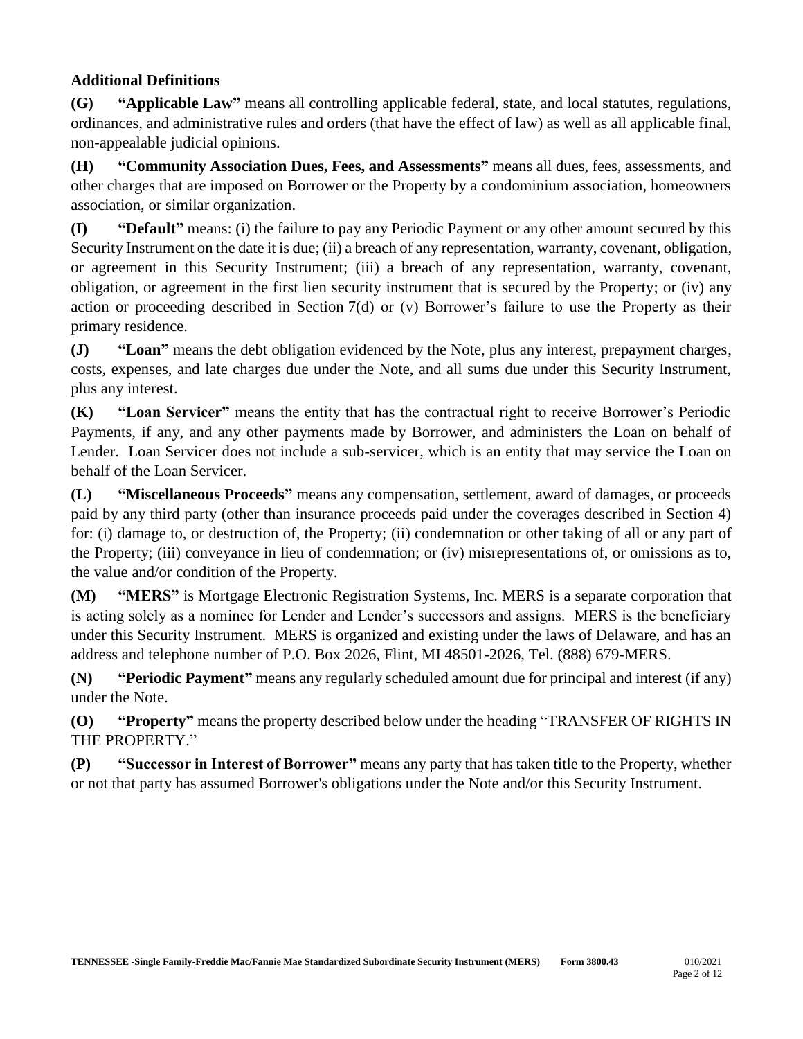**Additional Definitions**

**(G) "Applicable Law"** means all controlling applicable federal, state, and local statutes, regulations, ordinances, and administrative rules and orders (that have the effect of law) as well as all applicable final, non-appealable judicial opinions.

**(H) "Community Association Dues, Fees, and Assessments"** means all dues, fees, assessments, and other charges that are imposed on Borrower or the Property by a condominium association, homeowners association, or similar organization.

**(I) "Default"** means: (i) the failure to pay any Periodic Payment or any other amount secured by this Security Instrument on the date it is due; (ii) a breach of any representation, warranty, covenant, obligation, or agreement in this Security Instrument; (iii) a breach of any representation, warranty, covenant, obligation, or agreement in the first lien security instrument that is secured by the Property; or (iv) any action or proceeding described in Section 7(d) or (v) Borrower's failure to use the Property as their primary residence.

**(J) "Loan"** means the debt obligation evidenced by the Note, plus any interest, prepayment charges, costs, expenses, and late charges due under the Note, and all sums due under this Security Instrument, plus any interest.

**(K) "Loan Servicer"** means the entity that has the contractual right to receive Borrower's Periodic Payments, if any, and any other payments made by Borrower, and administers the Loan on behalf of Lender. Loan Servicer does not include a sub-servicer, which is an entity that may service the Loan on behalf of the Loan Servicer.

**(L) "Miscellaneous Proceeds"** means any compensation, settlement, award of damages, or proceeds paid by any third party (other than insurance proceeds paid under the coverages described in Section 4) for: (i) damage to, or destruction of, the Property; (ii) condemnation or other taking of all or any part of the Property; (iii) conveyance in lieu of condemnation; or (iv) misrepresentations of, or omissions as to, the value and/or condition of the Property.

**(M) "MERS"** is Mortgage Electronic Registration Systems, Inc. MERS is a separate corporation that is acting solely as a nominee for Lender and Lender's successors and assigns. MERS is the beneficiary under this Security Instrument. MERS is organized and existing under the laws of Delaware, and has an address and telephone number of P.O. Box 2026, Flint, MI 48501-2026, Tel. (888) 679-MERS.

**(N) "Periodic Payment"** means any regularly scheduled amount due for principal and interest (if any) under the Note.

**(O) "Property"** means the property described below under the heading "TRANSFER OF RIGHTS IN THE PROPERTY."

**(P) "Successor in Interest of Borrower"** means any party that has taken title to the Property, whether or not that party has assumed Borrower's obligations under the Note and/or this Security Instrument.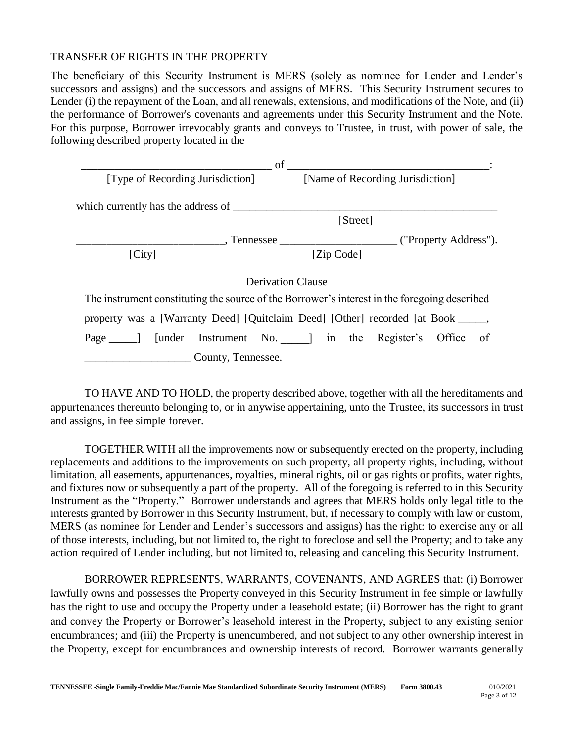TRANSFER OF RIGHTS IN THE PROPERTY

The beneficiary of this Security Instrument is MERS (solely as nominee for Lender and Lender's successors and assigns) and the successors and assigns of MERS. This Security Instrument secures to Lender (i) the repayment of the Loan, and all renewals, extensions, and modifications of the Note, and (ii) the performance of Borrower's covenants and agreements under this Security Instrument and the Note. For this purpose, Borrower irrevocably grants and conveys to Trustee, in trust, with power of sale, the following described property located in the

_________________________________ of ___________________________________:
[Type of Recording Jurisdiction] [Name of Recording Jurisdiction]

which currently has the address of ______________________________________________
[Street]

__________________________, Tennessee ____________________ ("Property Address").
[City] [Zip Code]

Derivation Clause

The instrument constituting the source of the Borrower's interest in the foregoing described property was a [Warranty Deed] [Quitclaim Deed] [Other] recorded [at Book _____, Page _____] [under Instrument No. _____] in the Register's Office of ___________________ County, Tennessee.

TO HAVE AND TO HOLD, the property described above, together with all the hereditaments and appurtenances thereunto belonging to, or in anywise appertaining, unto the Trustee, its successors in trust and assigns, in fee simple forever.

TOGETHER WITH all the improvements now or subsequently erected on the property, including replacements and additions to the improvements on such property, all property rights, including, without limitation, all easements, appurtenances, royalties, mineral rights, oil or gas rights or profits, water rights, and fixtures now or subsequently a part of the property. All of the foregoing is referred to in this Security Instrument as the "Property." Borrower understands and agrees that MERS holds only legal title to the interests granted by Borrower in this Security Instrument, but, if necessary to comply with law or custom, MERS (as nominee for Lender and Lender's successors and assigns) has the right: to exercise any or all of those interests, including, but not limited to, the right to foreclose and sell the Property; and to take any action required of Lender including, but not limited to, releasing and canceling this Security Instrument.

BORROWER REPRESENTS, WARRANTS, COVENANTS, AND AGREES that: (i) Borrower lawfully owns and possesses the Property conveyed in this Security Instrument in fee simple or lawfully has the right to use and occupy the Property under a leasehold estate; (ii) Borrower has the right to grant and convey the Property or Borrower's leasehold interest in the Property, subject to any existing senior encumbrances; and (iii) the Property is unencumbered, and not subject to any other ownership interest in the Property, except for encumbrances and ownership interests of record. Borrower warrants generally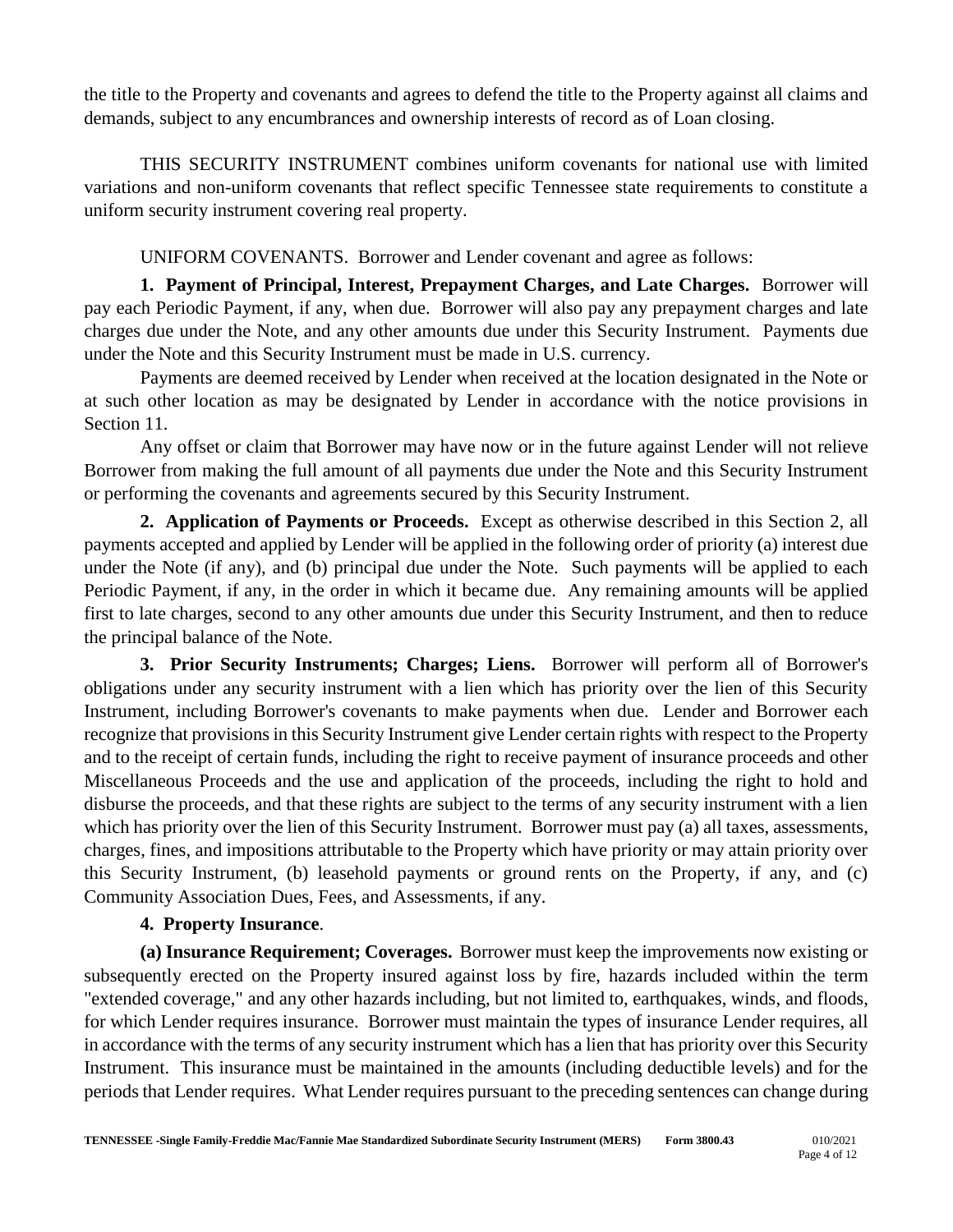the title to the Property and covenants and agrees to defend the title to the Property against all claims and demands, subject to any encumbrances and ownership interests of record as of Loan closing.

THIS SECURITY INSTRUMENT combines uniform covenants for national use with limited variations and non-uniform covenants that reflect specific Tennessee state requirements to constitute a uniform security instrument covering real property.

UNIFORM COVENANTS. Borrower and Lender covenant and agree as follows:

**1. Payment of Principal, Interest, Prepayment Charges, and Late Charges.** Borrower will pay each Periodic Payment, if any, when due. Borrower will also pay any prepayment charges and late charges due under the Note, and any other amounts due under this Security Instrument. Payments due under the Note and this Security Instrument must be made in U.S. currency.

Payments are deemed received by Lender when received at the location designated in the Note or at such other location as may be designated by Lender in accordance with the notice provisions in Section 11.

Any offset or claim that Borrower may have now or in the future against Lender will not relieve Borrower from making the full amount of all payments due under the Note and this Security Instrument or performing the covenants and agreements secured by this Security Instrument.

**2. Application of Payments or Proceeds.** Except as otherwise described in this Section 2, all payments accepted and applied by Lender will be applied in the following order of priority (a) interest due under the Note (if any), and (b) principal due under the Note. Such payments will be applied to each Periodic Payment, if any, in the order in which it became due. Any remaining amounts will be applied first to late charges, second to any other amounts due under this Security Instrument, and then to reduce the principal balance of the Note.

**3. Prior Security Instruments; Charges; Liens.** Borrower will perform all of Borrower's obligations under any security instrument with a lien which has priority over the lien of this Security Instrument, including Borrower's covenants to make payments when due. Lender and Borrower each recognize that provisions in this Security Instrument give Lender certain rights with respect to the Property and to the receipt of certain funds, including the right to receive payment of insurance proceeds and other Miscellaneous Proceeds and the use and application of the proceeds, including the right to hold and disburse the proceeds, and that these rights are subject to the terms of any security instrument with a lien which has priority over the lien of this Security Instrument. Borrower must pay (a) all taxes, assessments, charges, fines, and impositions attributable to the Property which have priority or may attain priority over this Security Instrument, (b) leasehold payments or ground rents on the Property, if any, and (c) Community Association Dues, Fees, and Assessments, if any.

**4. Property Insurance**.

**(a) Insurance Requirement; Coverages.** Borrower must keep the improvements now existing or subsequently erected on the Property insured against loss by fire, hazards included within the term "extended coverage," and any other hazards including, but not limited to, earthquakes, winds, and floods, for which Lender requires insurance. Borrower must maintain the types of insurance Lender requires, all in accordance with the terms of any security instrument which has a lien that has priority over this Security Instrument. This insurance must be maintained in the amounts (including deductible levels) and for the periods that Lender requires. What Lender requires pursuant to the preceding sentences can change during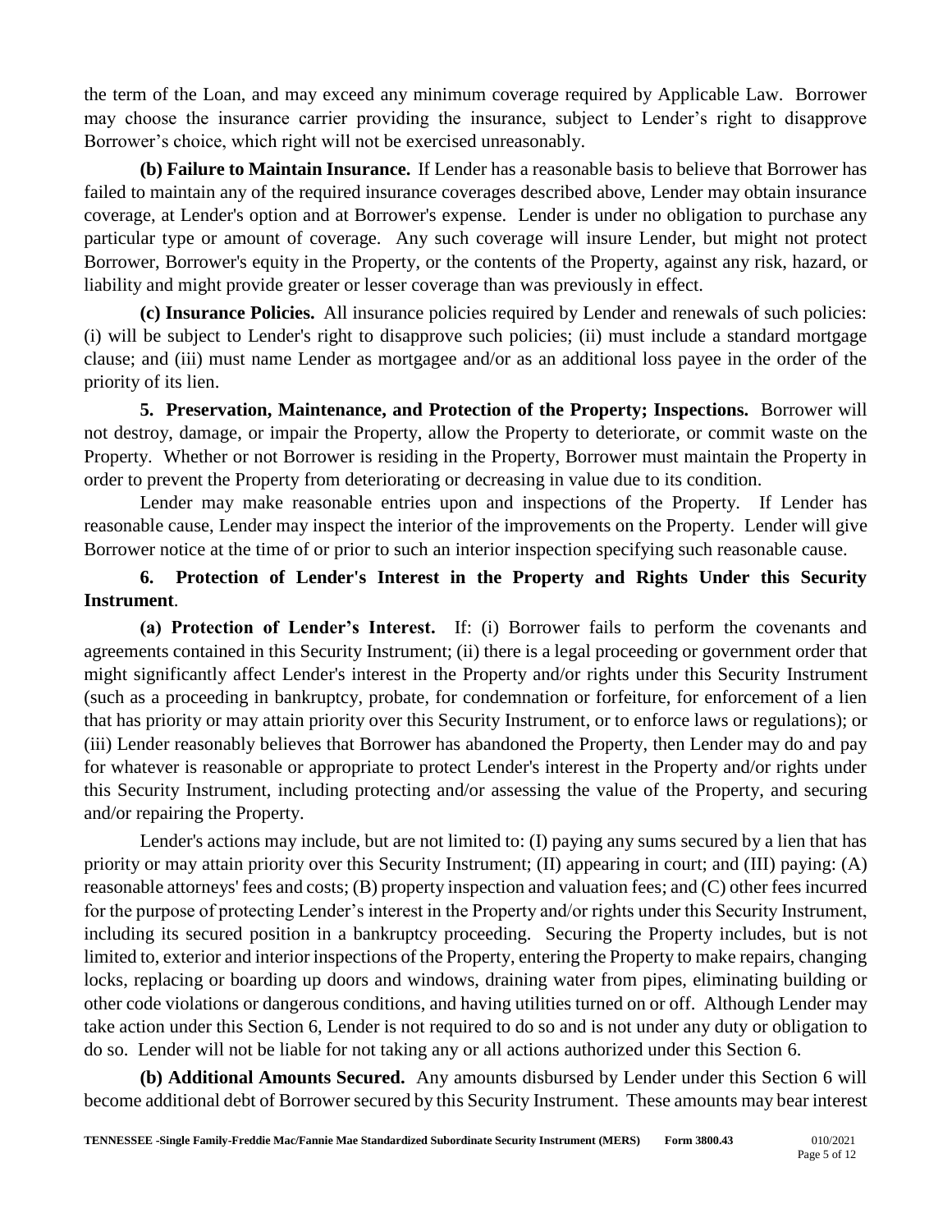the term of the Loan, and may exceed any minimum coverage required by Applicable Law. Borrower may choose the insurance carrier providing the insurance, subject to Lender's right to disapprove Borrower's choice, which right will not be exercised unreasonably.

**(b) Failure to Maintain Insurance.** If Lender has a reasonable basis to believe that Borrower has failed to maintain any of the required insurance coverages described above, Lender may obtain insurance coverage, at Lender's option and at Borrower's expense. Lender is under no obligation to purchase any particular type or amount of coverage. Any such coverage will insure Lender, but might not protect Borrower, Borrower's equity in the Property, or the contents of the Property, against any risk, hazard, or liability and might provide greater or lesser coverage than was previously in effect.

**(c) Insurance Policies.** All insurance policies required by Lender and renewals of such policies: (i) will be subject to Lender's right to disapprove such policies; (ii) must include a standard mortgage clause; and (iii) must name Lender as mortgagee and/or as an additional loss payee in the order of the priority of its lien.

**5. Preservation, Maintenance, and Protection of the Property; Inspections.** Borrower will not destroy, damage, or impair the Property, allow the Property to deteriorate, or commit waste on the Property. Whether or not Borrower is residing in the Property, Borrower must maintain the Property in order to prevent the Property from deteriorating or decreasing in value due to its condition.

Lender may make reasonable entries upon and inspections of the Property. If Lender has reasonable cause, Lender may inspect the interior of the improvements on the Property. Lender will give Borrower notice at the time of or prior to such an interior inspection specifying such reasonable cause.

**6. Protection of Lender's Interest in the Property and Rights Under this Security Instrument**.

**(a) Protection of Lender's Interest.** If: (i) Borrower fails to perform the covenants and agreements contained in this Security Instrument; (ii) there is a legal proceeding or government order that might significantly affect Lender's interest in the Property and/or rights under this Security Instrument (such as a proceeding in bankruptcy, probate, for condemnation or forfeiture, for enforcement of a lien that has priority or may attain priority over this Security Instrument, or to enforce laws or regulations); or (iii) Lender reasonably believes that Borrower has abandoned the Property, then Lender may do and pay for whatever is reasonable or appropriate to protect Lender's interest in the Property and/or rights under this Security Instrument, including protecting and/or assessing the value of the Property, and securing and/or repairing the Property.

Lender's actions may include, but are not limited to: (I) paying any sums secured by a lien that has priority or may attain priority over this Security Instrument; (II) appearing in court; and (III) paying: (A) reasonable attorneys' fees and costs; (B) property inspection and valuation fees; and (C) other fees incurred for the purpose of protecting Lender's interest in the Property and/or rights under this Security Instrument, including its secured position in a bankruptcy proceeding. Securing the Property includes, but is not limited to, exterior and interior inspections of the Property, entering the Property to make repairs, changing locks, replacing or boarding up doors and windows, draining water from pipes, eliminating building or other code violations or dangerous conditions, and having utilities turned on or off. Although Lender may take action under this Section 6, Lender is not required to do so and is not under any duty or obligation to do so. Lender will not be liable for not taking any or all actions authorized under this Section 6.

**(b) Additional Amounts Secured.** Any amounts disbursed by Lender under this Section 6 will become additional debt of Borrower secured by this Security Instrument. These amounts may bear interest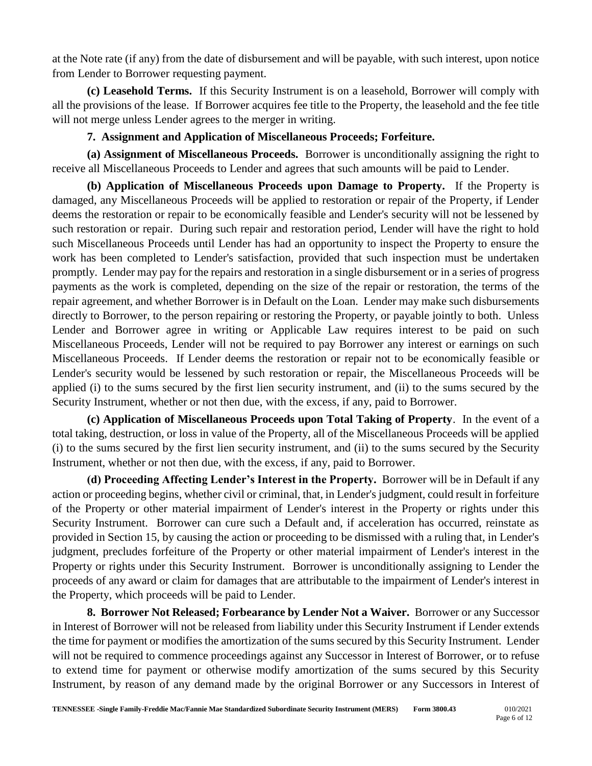at the Note rate (if any) from the date of disbursement and will be payable, with such interest, upon notice from Lender to Borrower requesting payment.

**(c) Leasehold Terms.** If this Security Instrument is on a leasehold, Borrower will comply with all the provisions of the lease. If Borrower acquires fee title to the Property, the leasehold and the fee title will not merge unless Lender agrees to the merger in writing.

**7. Assignment and Application of Miscellaneous Proceeds; Forfeiture.**

**(a) Assignment of Miscellaneous Proceeds.** Borrower is unconditionally assigning the right to receive all Miscellaneous Proceeds to Lender and agrees that such amounts will be paid to Lender.

**(b) Application of Miscellaneous Proceeds upon Damage to Property.** If the Property is damaged, any Miscellaneous Proceeds will be applied to restoration or repair of the Property, if Lender deems the restoration or repair to be economically feasible and Lender's security will not be lessened by such restoration or repair. During such repair and restoration period, Lender will have the right to hold such Miscellaneous Proceeds until Lender has had an opportunity to inspect the Property to ensure the work has been completed to Lender's satisfaction, provided that such inspection must be undertaken promptly. Lender may pay for the repairs and restoration in a single disbursement or in a series of progress payments as the work is completed, depending on the size of the repair or restoration, the terms of the repair agreement, and whether Borrower is in Default on the Loan. Lender may make such disbursements directly to Borrower, to the person repairing or restoring the Property, or payable jointly to both. Unless Lender and Borrower agree in writing or Applicable Law requires interest to be paid on such Miscellaneous Proceeds, Lender will not be required to pay Borrower any interest or earnings on such Miscellaneous Proceeds. If Lender deems the restoration or repair not to be economically feasible or Lender's security would be lessened by such restoration or repair, the Miscellaneous Proceeds will be applied (i) to the sums secured by the first lien security instrument, and (ii) to the sums secured by the Security Instrument, whether or not then due, with the excess, if any, paid to Borrower.

**(c) Application of Miscellaneous Proceeds upon Total Taking of Property**. In the event of a total taking, destruction, or loss in value of the Property, all of the Miscellaneous Proceeds will be applied (i) to the sums secured by the first lien security instrument, and (ii) to the sums secured by the Security Instrument, whether or not then due, with the excess, if any, paid to Borrower.

**(d) Proceeding Affecting Lender's Interest in the Property.** Borrower will be in Default if any action or proceeding begins, whether civil or criminal, that, in Lender's judgment, could result in forfeiture of the Property or other material impairment of Lender's interest in the Property or rights under this Security Instrument. Borrower can cure such a Default and, if acceleration has occurred, reinstate as provided in Section 15, by causing the action or proceeding to be dismissed with a ruling that, in Lender's judgment, precludes forfeiture of the Property or other material impairment of Lender's interest in the Property or rights under this Security Instrument. Borrower is unconditionally assigning to Lender the proceeds of any award or claim for damages that are attributable to the impairment of Lender's interest in the Property, which proceeds will be paid to Lender.

**8. Borrower Not Released; Forbearance by Lender Not a Waiver.** Borrower or any Successor in Interest of Borrower will not be released from liability under this Security Instrument if Lender extends the time for payment or modifies the amortization of the sums secured by this Security Instrument. Lender will not be required to commence proceedings against any Successor in Interest of Borrower, or to refuse to extend time for payment or otherwise modify amortization of the sums secured by this Security Instrument, by reason of any demand made by the original Borrower or any Successors in Interest of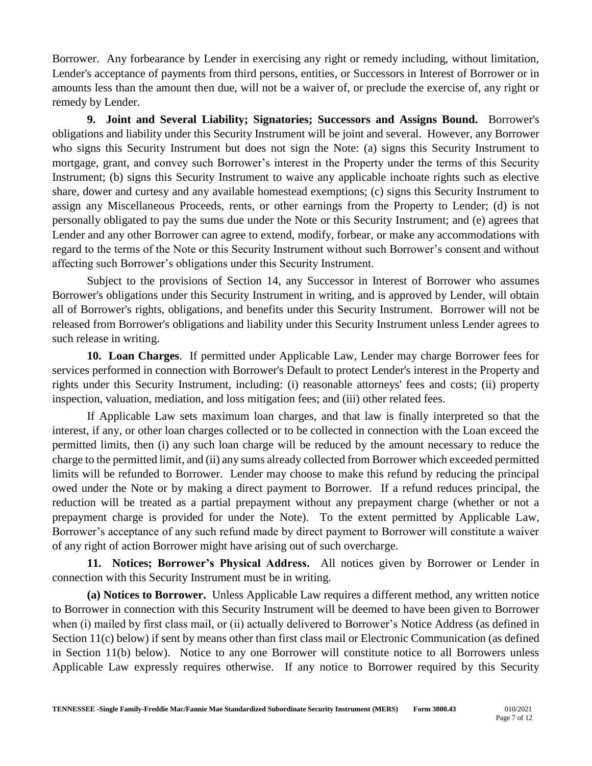Borrower. Any forbearance by Lender in exercising any right or remedy including, without limitation, Lender's acceptance of payments from third persons, entities, or Successors in Interest of Borrower or in amounts less than the amount then due, will not be a waiver of, or preclude the exercise of, any right or remedy by Lender.

**9. Joint and Several Liability; Signatories; Successors and Assigns Bound.** Borrower's obligations and liability under this Security Instrument will be joint and several. However, any Borrower who signs this Security Instrument but does not sign the Note: (a) signs this Security Instrument to mortgage, grant, and convey such Borrower's interest in the Property under the terms of this Security Instrument; (b) signs this Security Instrument to waive any applicable inchoate rights such as elective share, dower and curtesy and any available homestead exemptions; (c) signs this Security Instrument to assign any Miscellaneous Proceeds, rents, or other earnings from the Property to Lender; (d) is not personally obligated to pay the sums due under the Note or this Security Instrument; and (e) agrees that Lender and any other Borrower can agree to extend, modify, forbear, or make any accommodations with regard to the terms of the Note or this Security Instrument without such Borrower's consent and without affecting such Borrower's obligations under this Security Instrument.

Subject to the provisions of Section 14, any Successor in Interest of Borrower who assumes Borrower's obligations under this Security Instrument in writing, and is approved by Lender, will obtain all of Borrower's rights, obligations, and benefits under this Security Instrument. Borrower will not be released from Borrower's obligations and liability under this Security Instrument unless Lender agrees to such release in writing.

**10. Loan Charges**. If permitted under Applicable Law, Lender may charge Borrower fees for services performed in connection with Borrower's Default to protect Lender's interest in the Property and rights under this Security Instrument, including: (i) reasonable attorneys' fees and costs; (ii) property inspection, valuation, mediation, and loss mitigation fees; and (iii) other related fees.

If Applicable Law sets maximum loan charges, and that law is finally interpreted so that the interest, if any, or other loan charges collected or to be collected in connection with the Loan exceed the permitted limits, then (i) any such loan charge will be reduced by the amount necessary to reduce the charge to the permitted limit, and (ii) any sums already collected from Borrower which exceeded permitted limits will be refunded to Borrower. Lender may choose to make this refund by reducing the principal owed under the Note or by making a direct payment to Borrower. If a refund reduces principal, the reduction will be treated as a partial prepayment without any prepayment charge (whether or not a prepayment charge is provided for under the Note). To the extent permitted by Applicable Law, Borrower's acceptance of any such refund made by direct payment to Borrower will constitute a waiver of any right of action Borrower might have arising out of such overcharge.

**11. Notices; Borrower's Physical Address.** All notices given by Borrower or Lender in connection with this Security Instrument must be in writing.

**(a) Notices to Borrower.** Unless Applicable Law requires a different method, any written notice to Borrower in connection with this Security Instrument will be deemed to have been given to Borrower when (i) mailed by first class mail, or (ii) actually delivered to Borrower's Notice Address (as defined in Section 11(c) below) if sent by means other than first class mail or Electronic Communication (as defined in Section 11(b) below). Notice to any one Borrower will constitute notice to all Borrowers unless Applicable Law expressly requires otherwise. If any notice to Borrower required by this Security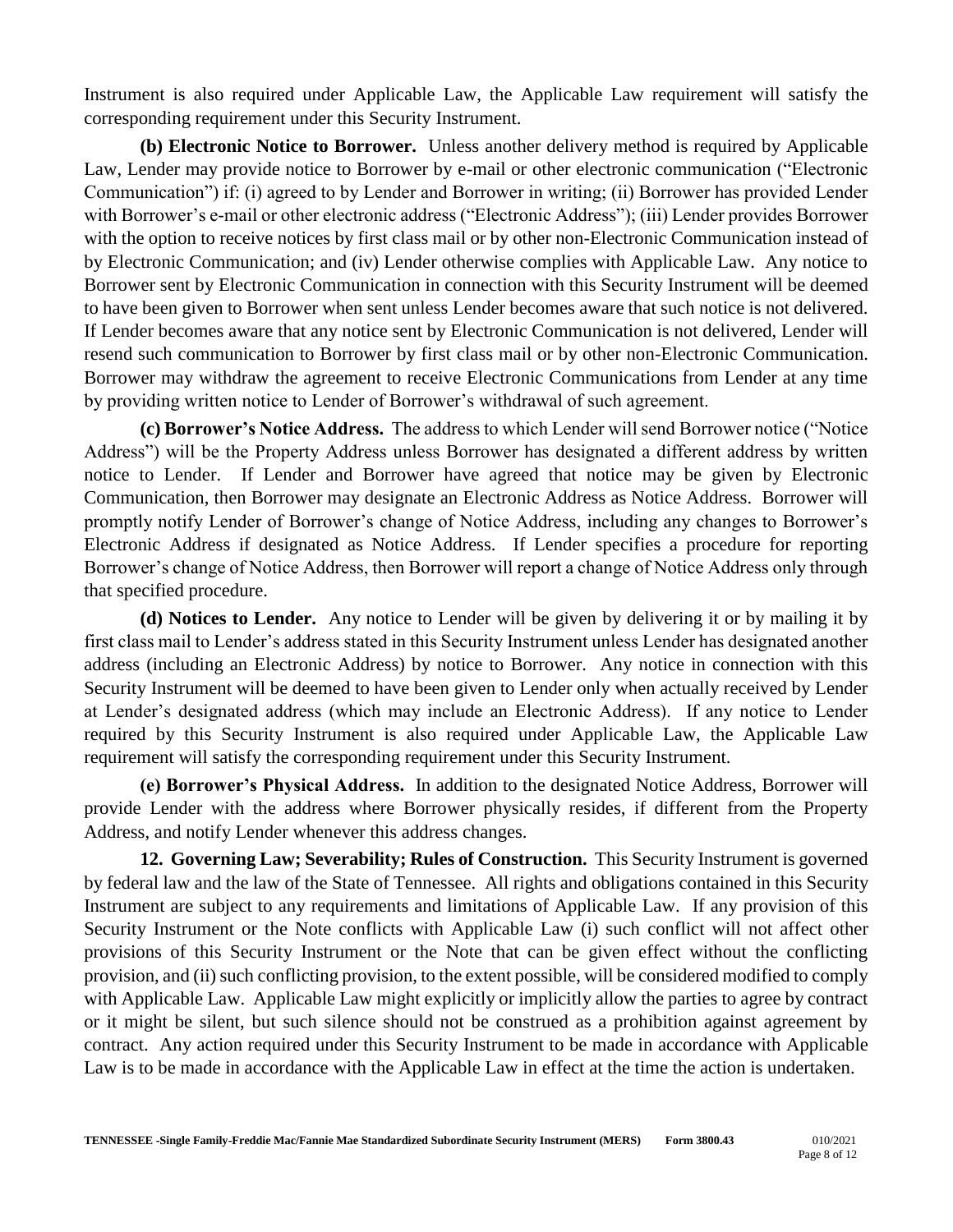Instrument is also required under Applicable Law, the Applicable Law requirement will satisfy the corresponding requirement under this Security Instrument.

**(b) Electronic Notice to Borrower.** Unless another delivery method is required by Applicable Law, Lender may provide notice to Borrower by e-mail or other electronic communication ("Electronic Communication") if: (i) agreed to by Lender and Borrower in writing; (ii) Borrower has provided Lender with Borrower's e-mail or other electronic address ("Electronic Address"); (iii) Lender provides Borrower with the option to receive notices by first class mail or by other non-Electronic Communication instead of by Electronic Communication; and (iv) Lender otherwise complies with Applicable Law. Any notice to Borrower sent by Electronic Communication in connection with this Security Instrument will be deemed to have been given to Borrower when sent unless Lender becomes aware that such notice is not delivered. If Lender becomes aware that any notice sent by Electronic Communication is not delivered, Lender will resend such communication to Borrower by first class mail or by other non-Electronic Communication. Borrower may withdraw the agreement to receive Electronic Communications from Lender at any time by providing written notice to Lender of Borrower's withdrawal of such agreement.

**(c) Borrower's Notice Address.** The address to which Lender will send Borrower notice ("Notice Address") will be the Property Address unless Borrower has designated a different address by written notice to Lender. If Lender and Borrower have agreed that notice may be given by Electronic Communication, then Borrower may designate an Electronic Address as Notice Address. Borrower will promptly notify Lender of Borrower's change of Notice Address, including any changes to Borrower's Electronic Address if designated as Notice Address. If Lender specifies a procedure for reporting Borrower's change of Notice Address, then Borrower will report a change of Notice Address only through that specified procedure.

**(d) Notices to Lender.** Any notice to Lender will be given by delivering it or by mailing it by first class mail to Lender's address stated in this Security Instrument unless Lender has designated another address (including an Electronic Address) by notice to Borrower. Any notice in connection with this Security Instrument will be deemed to have been given to Lender only when actually received by Lender at Lender's designated address (which may include an Electronic Address). If any notice to Lender required by this Security Instrument is also required under Applicable Law, the Applicable Law requirement will satisfy the corresponding requirement under this Security Instrument.

**(e) Borrower's Physical Address.** In addition to the designated Notice Address, Borrower will provide Lender with the address where Borrower physically resides, if different from the Property Address, and notify Lender whenever this address changes.

**12. Governing Law; Severability; Rules of Construction.** This Security Instrument is governed by federal law and the law of the State of Tennessee. All rights and obligations contained in this Security Instrument are subject to any requirements and limitations of Applicable Law. If any provision of this Security Instrument or the Note conflicts with Applicable Law (i) such conflict will not affect other provisions of this Security Instrument or the Note that can be given effect without the conflicting provision, and (ii) such conflicting provision, to the extent possible, will be considered modified to comply with Applicable Law. Applicable Law might explicitly or implicitly allow the parties to agree by contract or it might be silent, but such silence should not be construed as a prohibition against agreement by contract. Any action required under this Security Instrument to be made in accordance with Applicable Law is to be made in accordance with the Applicable Law in effect at the time the action is undertaken.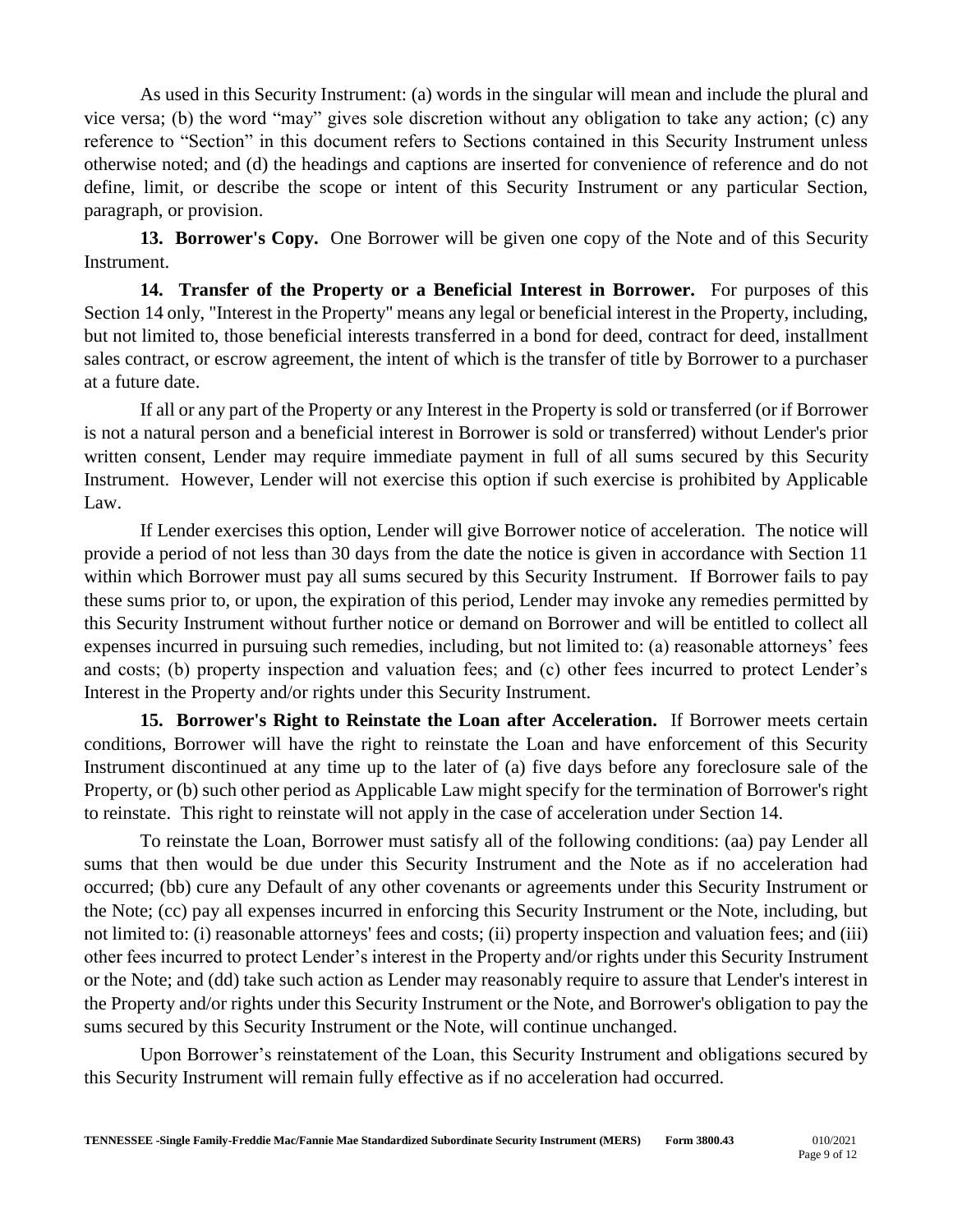As used in this Security Instrument: (a) words in the singular will mean and include the plural and vice versa; (b) the word "may" gives sole discretion without any obligation to take any action; (c) any reference to "Section" in this document refers to Sections contained in this Security Instrument unless otherwise noted; and (d) the headings and captions are inserted for convenience of reference and do not define, limit, or describe the scope or intent of this Security Instrument or any particular Section, paragraph, or provision.

**13. Borrower's Copy.** One Borrower will be given one copy of the Note and of this Security Instrument.

**14. Transfer of the Property or a Beneficial Interest in Borrower.** For purposes of this Section 14 only, "Interest in the Property" means any legal or beneficial interest in the Property, including, but not limited to, those beneficial interests transferred in a bond for deed, contract for deed, installment sales contract, or escrow agreement, the intent of which is the transfer of title by Borrower to a purchaser at a future date.

If all or any part of the Property or any Interest in the Property is sold or transferred (or if Borrower is not a natural person and a beneficial interest in Borrower is sold or transferred) without Lender's prior written consent, Lender may require immediate payment in full of all sums secured by this Security Instrument. However, Lender will not exercise this option if such exercise is prohibited by Applicable Law.

If Lender exercises this option, Lender will give Borrower notice of acceleration. The notice will provide a period of not less than 30 days from the date the notice is given in accordance with Section 11 within which Borrower must pay all sums secured by this Security Instrument. If Borrower fails to pay these sums prior to, or upon, the expiration of this period, Lender may invoke any remedies permitted by this Security Instrument without further notice or demand on Borrower and will be entitled to collect all expenses incurred in pursuing such remedies, including, but not limited to: (a) reasonable attorneys' fees and costs; (b) property inspection and valuation fees; and (c) other fees incurred to protect Lender's Interest in the Property and/or rights under this Security Instrument.

**15. Borrower's Right to Reinstate the Loan after Acceleration.** If Borrower meets certain conditions, Borrower will have the right to reinstate the Loan and have enforcement of this Security Instrument discontinued at any time up to the later of (a) five days before any foreclosure sale of the Property, or (b) such other period as Applicable Law might specify for the termination of Borrower's right to reinstate. This right to reinstate will not apply in the case of acceleration under Section 14.

To reinstate the Loan, Borrower must satisfy all of the following conditions: (aa) pay Lender all sums that then would be due under this Security Instrument and the Note as if no acceleration had occurred; (bb) cure any Default of any other covenants or agreements under this Security Instrument or the Note; (cc) pay all expenses incurred in enforcing this Security Instrument or the Note, including, but not limited to: (i) reasonable attorneys' fees and costs; (ii) property inspection and valuation fees; and (iii) other fees incurred to protect Lender's interest in the Property and/or rights under this Security Instrument or the Note; and (dd) take such action as Lender may reasonably require to assure that Lender's interest in the Property and/or rights under this Security Instrument or the Note, and Borrower's obligation to pay the sums secured by this Security Instrument or the Note, will continue unchanged.

Upon Borrower's reinstatement of the Loan, this Security Instrument and obligations secured by this Security Instrument will remain fully effective as if no acceleration had occurred.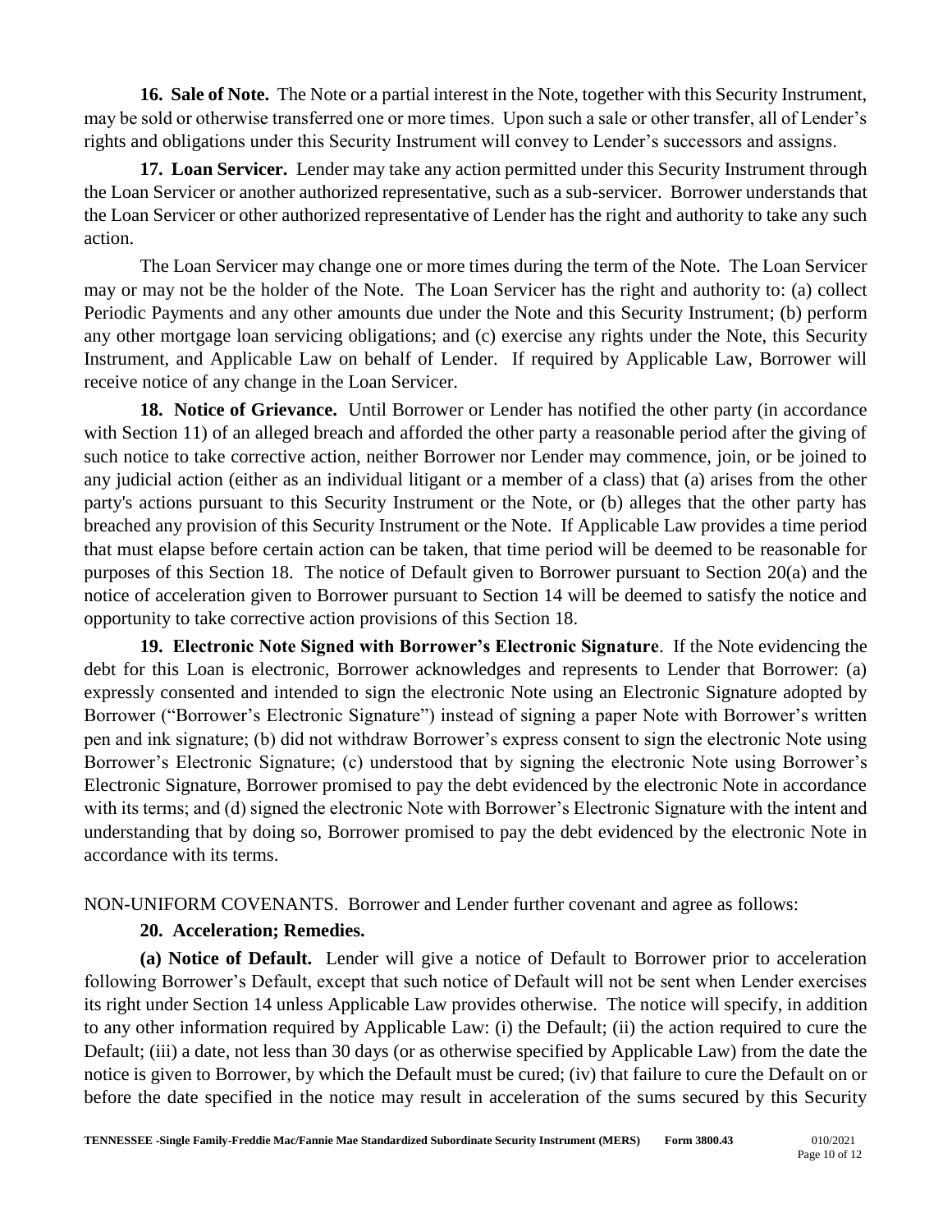**16. Sale of Note.** The Note or a partial interest in the Note, together with this Security Instrument, may be sold or otherwise transferred one or more times. Upon such a sale or other transfer, all of Lender's rights and obligations under this Security Instrument will convey to Lender's successors and assigns.

**17. Loan Servicer.** Lender may take any action permitted under this Security Instrument through the Loan Servicer or another authorized representative, such as a sub-servicer. Borrower understands that the Loan Servicer or other authorized representative of Lender has the right and authority to take any such action.

The Loan Servicer may change one or more times during the term of the Note. The Loan Servicer may or may not be the holder of the Note. The Loan Servicer has the right and authority to: (a) collect Periodic Payments and any other amounts due under the Note and this Security Instrument; (b) perform any other mortgage loan servicing obligations; and (c) exercise any rights under the Note, this Security Instrument, and Applicable Law on behalf of Lender. If required by Applicable Law, Borrower will receive notice of any change in the Loan Servicer.

**18. Notice of Grievance.** Until Borrower or Lender has notified the other party (in accordance with Section 11) of an alleged breach and afforded the other party a reasonable period after the giving of such notice to take corrective action, neither Borrower nor Lender may commence, join, or be joined to any judicial action (either as an individual litigant or a member of a class) that (a) arises from the other party's actions pursuant to this Security Instrument or the Note, or (b) alleges that the other party has breached any provision of this Security Instrument or the Note. If Applicable Law provides a time period that must elapse before certain action can be taken, that time period will be deemed to be reasonable for purposes of this Section 18. The notice of Default given to Borrower pursuant to Section 20(a) and the notice of acceleration given to Borrower pursuant to Section 14 will be deemed to satisfy the notice and opportunity to take corrective action provisions of this Section 18.

**19. Electronic Note Signed with Borrower's Electronic Signature**. If the Note evidencing the debt for this Loan is electronic, Borrower acknowledges and represents to Lender that Borrower: (a) expressly consented and intended to sign the electronic Note using an Electronic Signature adopted by Borrower ("Borrower's Electronic Signature") instead of signing a paper Note with Borrower's written pen and ink signature; (b) did not withdraw Borrower's express consent to sign the electronic Note using Borrower's Electronic Signature; (c) understood that by signing the electronic Note using Borrower's Electronic Signature, Borrower promised to pay the debt evidenced by the electronic Note in accordance with its terms; and (d) signed the electronic Note with Borrower's Electronic Signature with the intent and understanding that by doing so, Borrower promised to pay the debt evidenced by the electronic Note in accordance with its terms.

NON-UNIFORM COVENANTS. Borrower and Lender further covenant and agree as follows:

**20. Acceleration; Remedies.**

**(a) Notice of Default.** Lender will give a notice of Default to Borrower prior to acceleration following Borrower's Default, except that such notice of Default will not be sent when Lender exercises its right under Section 14 unless Applicable Law provides otherwise. The notice will specify, in addition to any other information required by Applicable Law: (i) the Default; (ii) the action required to cure the Default; (iii) a date, not less than 30 days (or as otherwise specified by Applicable Law) from the date the notice is given to Borrower, by which the Default must be cured; (iv) that failure to cure the Default on or before the date specified in the notice may result in acceleration of the sums secured by this Security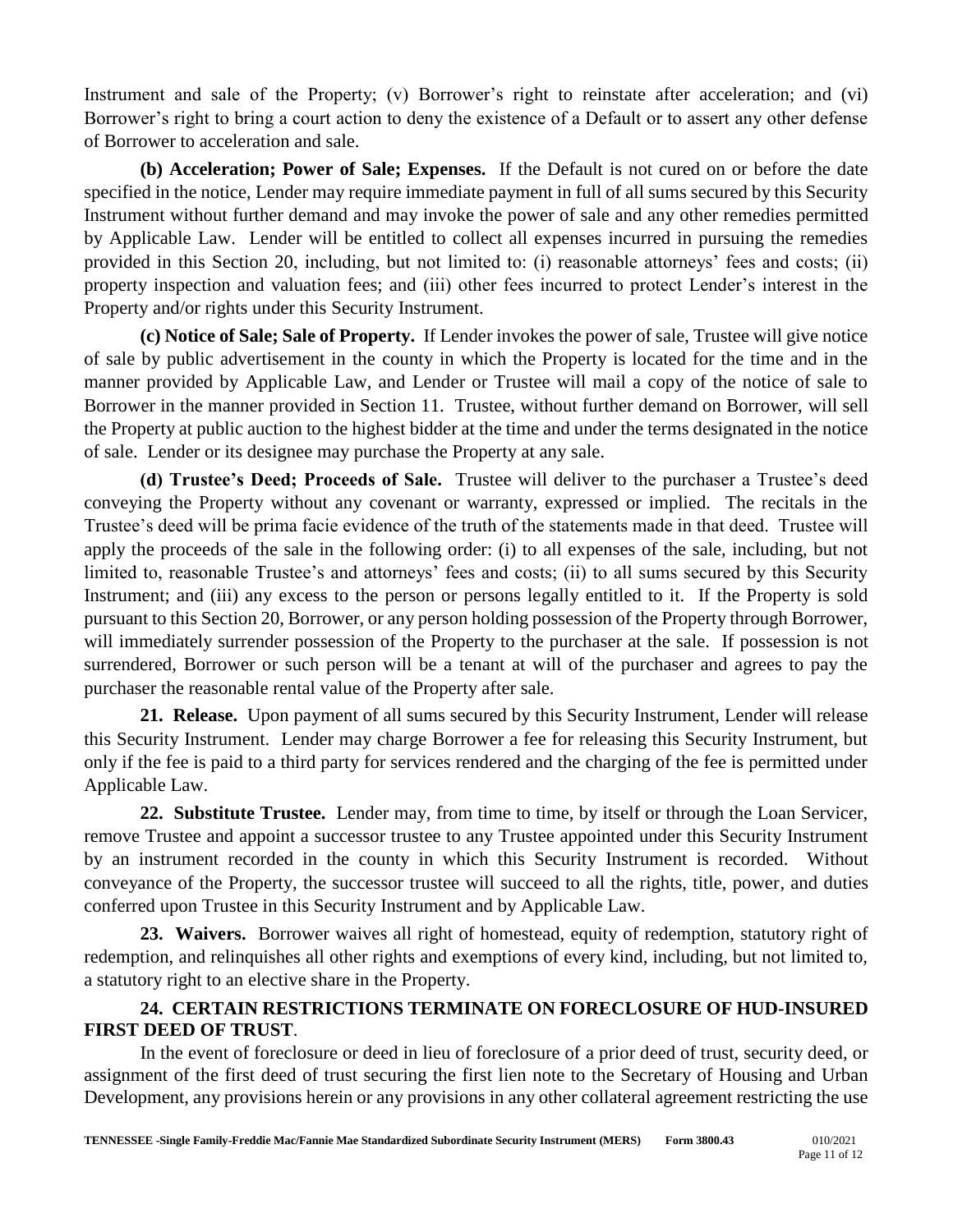Instrument and sale of the Property; (v) Borrower's right to reinstate after acceleration; and (vi) Borrower's right to bring a court action to deny the existence of a Default or to assert any other defense of Borrower to acceleration and sale.

**(b) Acceleration; Power of Sale; Expenses.** If the Default is not cured on or before the date specified in the notice, Lender may require immediate payment in full of all sums secured by this Security Instrument without further demand and may invoke the power of sale and any other remedies permitted by Applicable Law. Lender will be entitled to collect all expenses incurred in pursuing the remedies provided in this Section 20, including, but not limited to: (i) reasonable attorneys' fees and costs; (ii) property inspection and valuation fees; and (iii) other fees incurred to protect Lender's interest in the Property and/or rights under this Security Instrument.

**(c) Notice of Sale; Sale of Property.** If Lender invokes the power of sale, Trustee will give notice of sale by public advertisement in the county in which the Property is located for the time and in the manner provided by Applicable Law, and Lender or Trustee will mail a copy of the notice of sale to Borrower in the manner provided in Section 11. Trustee, without further demand on Borrower, will sell the Property at public auction to the highest bidder at the time and under the terms designated in the notice of sale. Lender or its designee may purchase the Property at any sale.

**(d) Trustee's Deed; Proceeds of Sale.** Trustee will deliver to the purchaser a Trustee's deed conveying the Property without any covenant or warranty, expressed or implied. The recitals in the Trustee's deed will be prima facie evidence of the truth of the statements made in that deed. Trustee will apply the proceeds of the sale in the following order: (i) to all expenses of the sale, including, but not limited to, reasonable Trustee's and attorneys' fees and costs; (ii) to all sums secured by this Security Instrument; and (iii) any excess to the person or persons legally entitled to it. If the Property is sold pursuant to this Section 20, Borrower, or any person holding possession of the Property through Borrower, will immediately surrender possession of the Property to the purchaser at the sale. If possession is not surrendered, Borrower or such person will be a tenant at will of the purchaser and agrees to pay the purchaser the reasonable rental value of the Property after sale.

**21. Release.** Upon payment of all sums secured by this Security Instrument, Lender will release this Security Instrument. Lender may charge Borrower a fee for releasing this Security Instrument, but only if the fee is paid to a third party for services rendered and the charging of the fee is permitted under Applicable Law.

**22. Substitute Trustee.** Lender may, from time to time, by itself or through the Loan Servicer, remove Trustee and appoint a successor trustee to any Trustee appointed under this Security Instrument by an instrument recorded in the county in which this Security Instrument is recorded. Without conveyance of the Property, the successor trustee will succeed to all the rights, title, power, and duties conferred upon Trustee in this Security Instrument and by Applicable Law.

**23. Waivers.** Borrower waives all right of homestead, equity of redemption, statutory right of redemption, and relinquishes all other rights and exemptions of every kind, including, but not limited to, a statutory right to an elective share in the Property.

**24. CERTAIN RESTRICTIONS TERMINATE ON FORECLOSURE OF HUD-INSURED FIRST DEED OF TRUST**.

In the event of foreclosure or deed in lieu of foreclosure of a prior deed of trust, security deed, or assignment of the first deed of trust securing the first lien note to the Secretary of Housing and Urban Development, any provisions herein or any provisions in any other collateral agreement restricting the use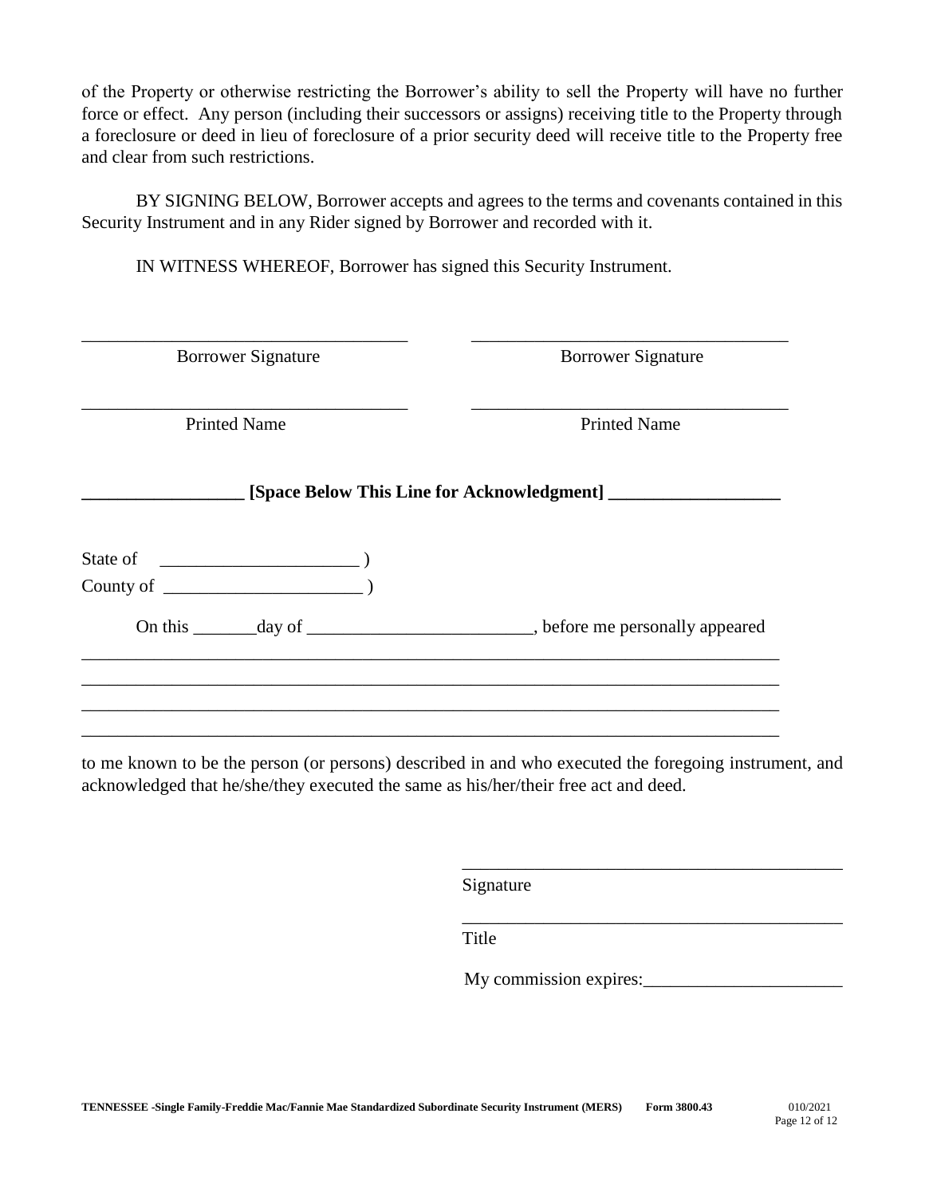of the Property or otherwise restricting the Borrower's ability to sell the Property will have no further force or effect. Any person (including their successors or assigns) receiving title to the Property through a foreclosure or deed in lieu of foreclosure of a prior security deed will receive title to the Property free and clear from such restrictions.

BY SIGNING BELOW, Borrower accepts and agrees to the terms and covenants contained in this Security Instrument and in any Rider signed by Borrower and recorded with it.

IN WITNESS WHEREOF, Borrower has signed this Security Instrument.

| | |
|---|---|
| ____________________________________ | ____________________________________ |
| Borrower Signature | Borrower Signature |
| ____________________________________ | ____________________________________ |
| Printed Name | Printed Name |

**__________________ [Space Below This Line for Acknowledgment] ___________________**

State of ______________________ )
County of ______________________ )

On this _______day of _________________________, before me personally appeared
_______________________________________________________________________________
_______________________________________________________________________________
_______________________________________________________________________________
_______________________________________________________________________________

to me known to be the person (or persons) described in and who executed the foregoing instrument, and acknowledged that he/she/they executed the same as his/her/their free act and deed.

____________________________________________
Signature

____________________________________________
Title

My commission expires:______________________

**TENNESSEE -Single Family-Freddie Mac/Fannie Mae Standardized Subordinate Security Instrument (MERS) Form 3800.43** 010/2021